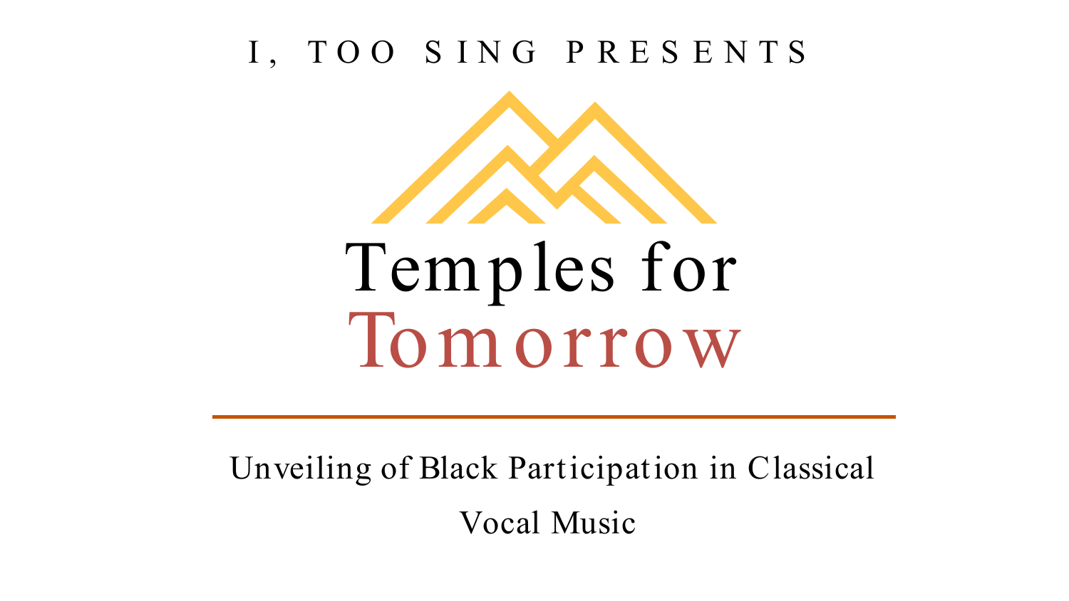I, TOO SING PRESENTS

# Temples for Tomorrow

Unveiling of Black Participation in Classical Vocal Music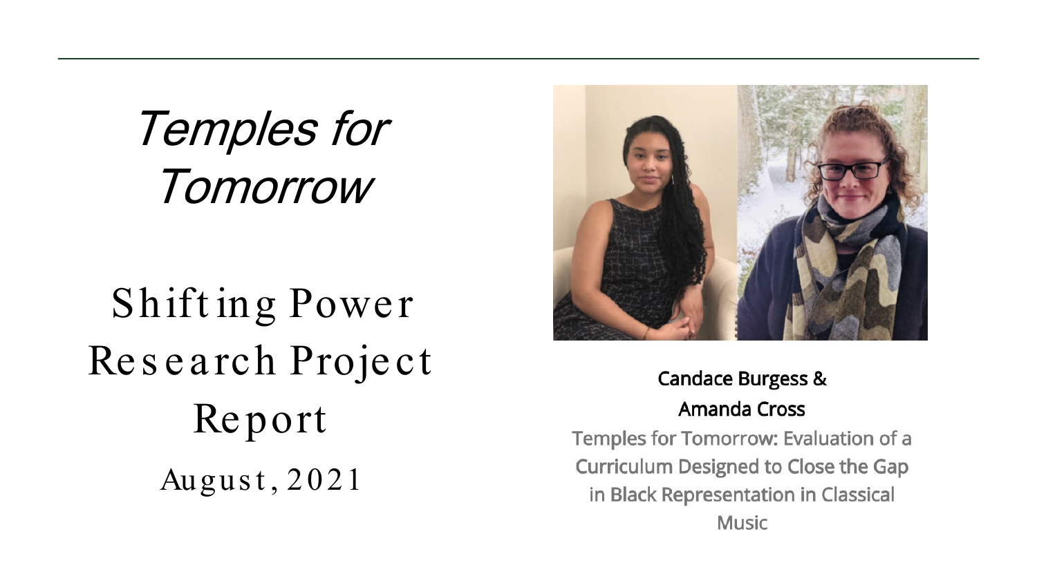# *Temples for Tomorrow*

## Shifting Power Research Project Report

August, 2021

**Candace Burgess & Amanda Cross**

Temples for Tomorrow: Evaluation of a Curriculum Designed to Close the Gap in Black Representation in Classical Music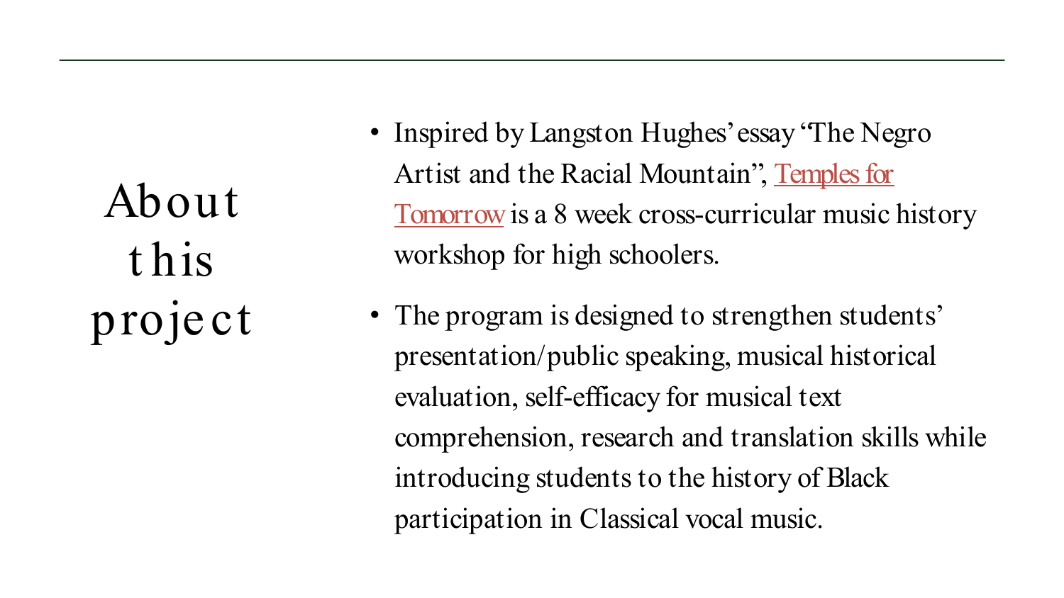# About this project

- Inspired by Langston Hughes' essay "The Negro Artist and the Racial Mountain", Temples for Tomorrow is a 8 week cross-curricular music history workshop for high schoolers.
- The program is designed to strengthen students' presentation/public speaking, musical historical evaluation, self-efficacy for musical text comprehension, research and translation skills while introducing students to the history of Black participation in Classical vocal music.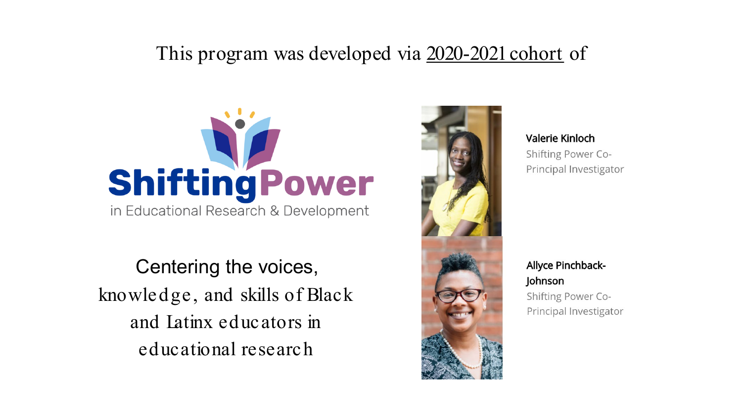This program was developed via 2020-2021 cohort of

**ShiftingPower**
in Educational Research & Development

Centering the voices, knowledge, and skills of Black and Latinx educators in educational research

**Valerie Kinloch**
Shifting Power Co-Principal Investigator

**Allyce Pinchback-Johnson**
Shifting Power Co-Principal Investigator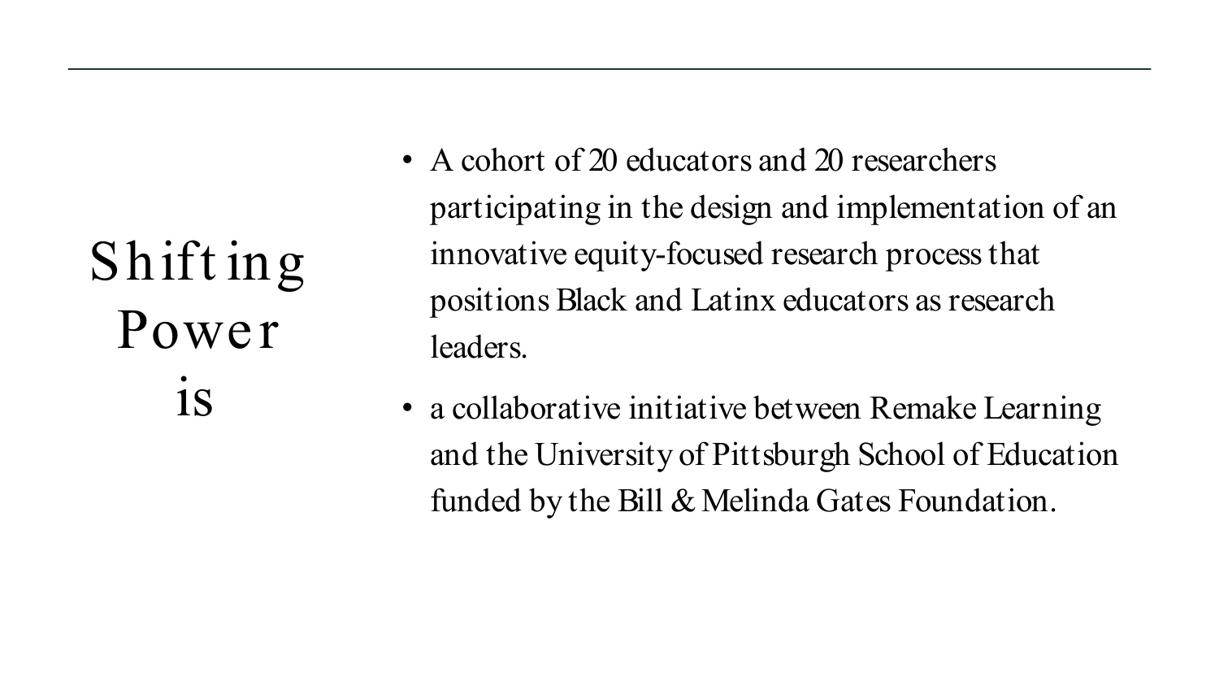# Shifting Power is

- A cohort of 20 educators and 20 researchers participating in the design and implementation of an innovative equity-focused research process that positions Black and Latinx educators as research leaders.
- a collaborative initiative between Remake Learning and the University of Pittsburgh School of Education funded by the Bill & Melinda Gates Foundation.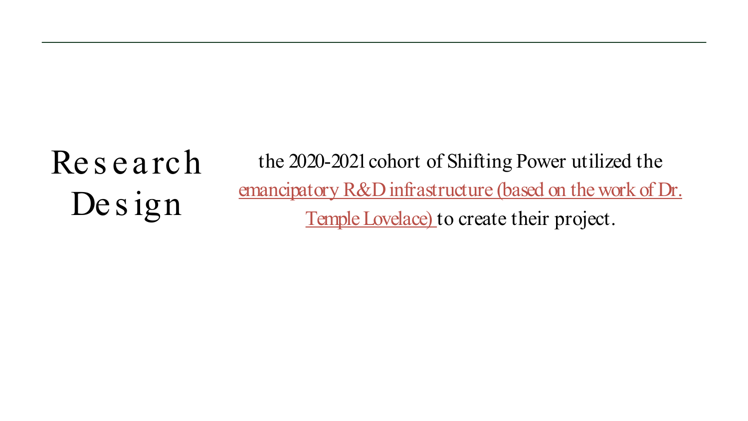# Research Design

the 2020-2021 cohort of Shifting Power utilized the emancipatory R&D infrastructure (based on the work of Dr. Temple Lovelace) to create their project.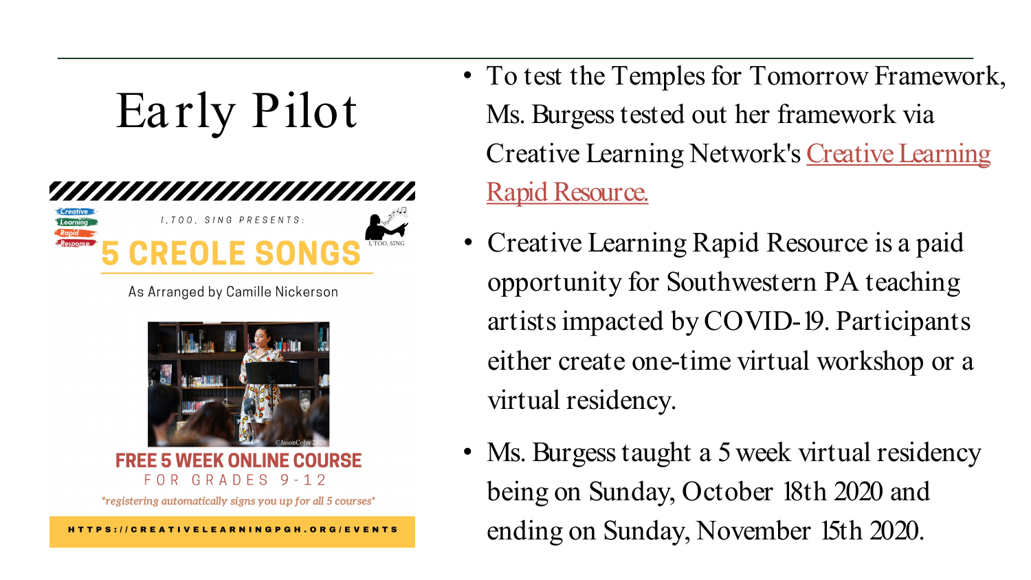# Early Pilot

I, TOO, SING PRESENTS:

**5 CREOLE SONGS**

As Arranged by Camille Nickerson

**FREE 5 WEEK ONLINE COURSE**

FOR GRADES 9-12

*registering automatically signs you up for all 5 courses*

HTTPS://CREATIVELEARNINGPGH.ORG/EVENTS

- To test the Temples for Tomorrow Framework, Ms. Burgess tested out her framework via Creative Learning Network's Creative Learning Rapid Resource.
- Creative Learning Rapid Resource is a paid opportunity for Southwestern PA teaching artists impacted by COVID-19. Participants either create one-time virtual workshop or a virtual residency.
- Ms. Burgess taught a 5 week virtual residency being on Sunday, October 18th 2020 and ending on Sunday, November 15th 2020.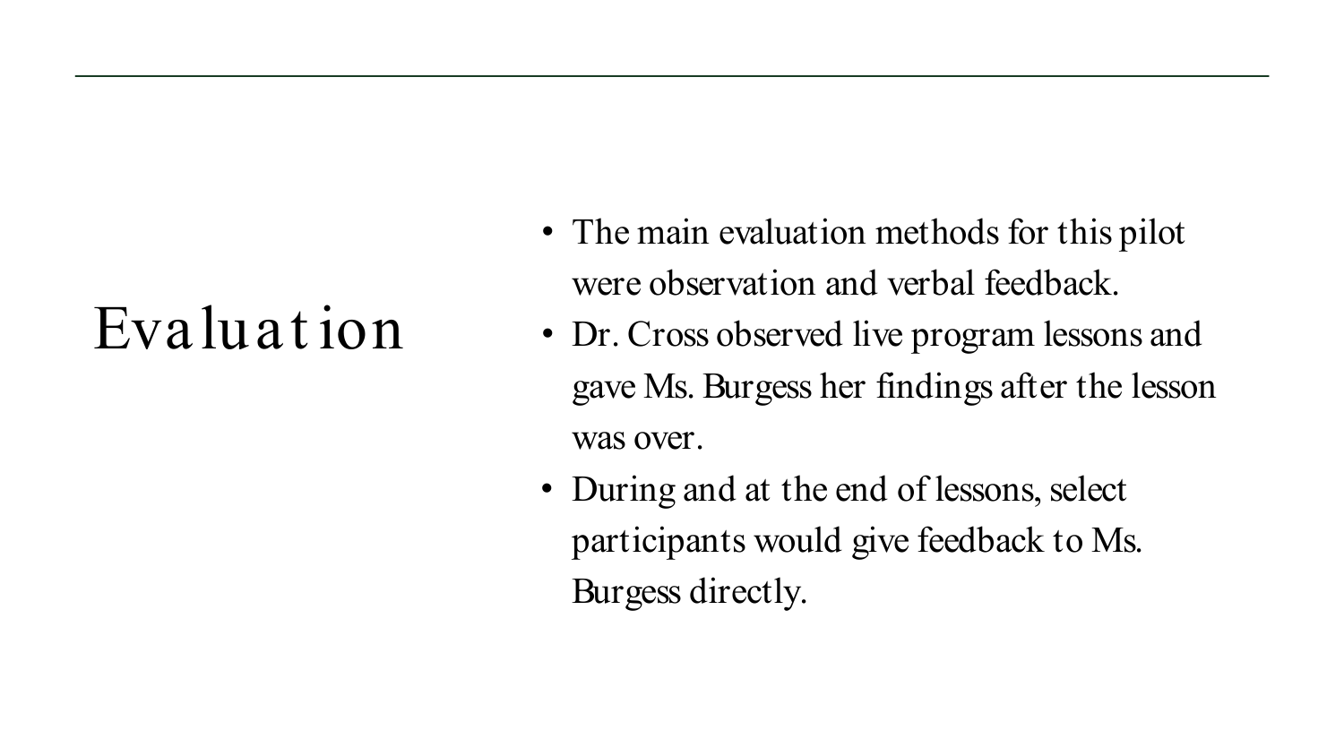# Evaluation

- The main evaluation methods for this pilot were observation and verbal feedback.
- Dr. Cross observed live program lessons and gave Ms. Burgess her findings after the lesson was over.
- During and at the end of lessons, select participants would give feedback to Ms. Burgess directly.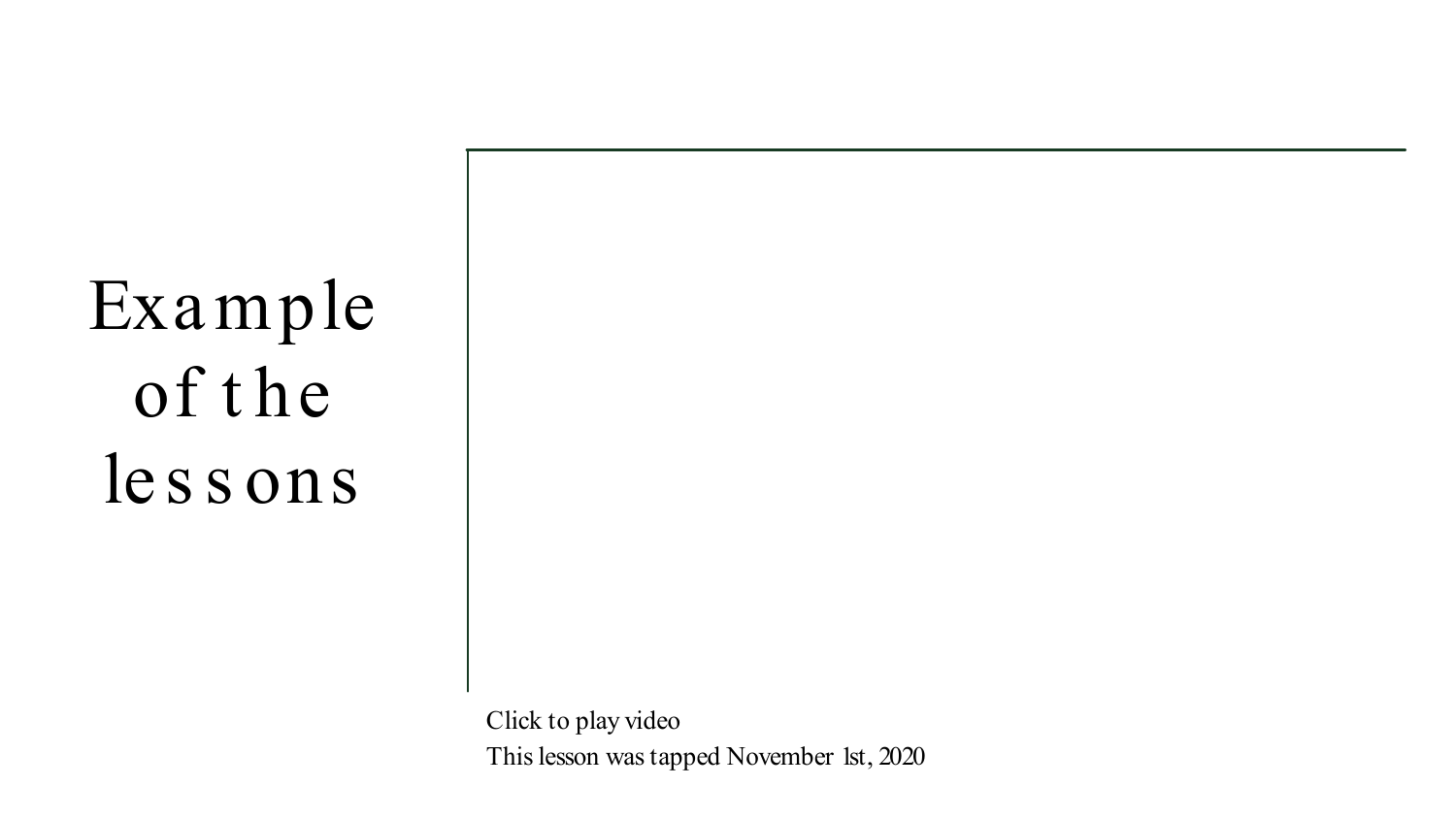# Example of the lessons

Click to play video

This lesson was tapped November 1st, 2020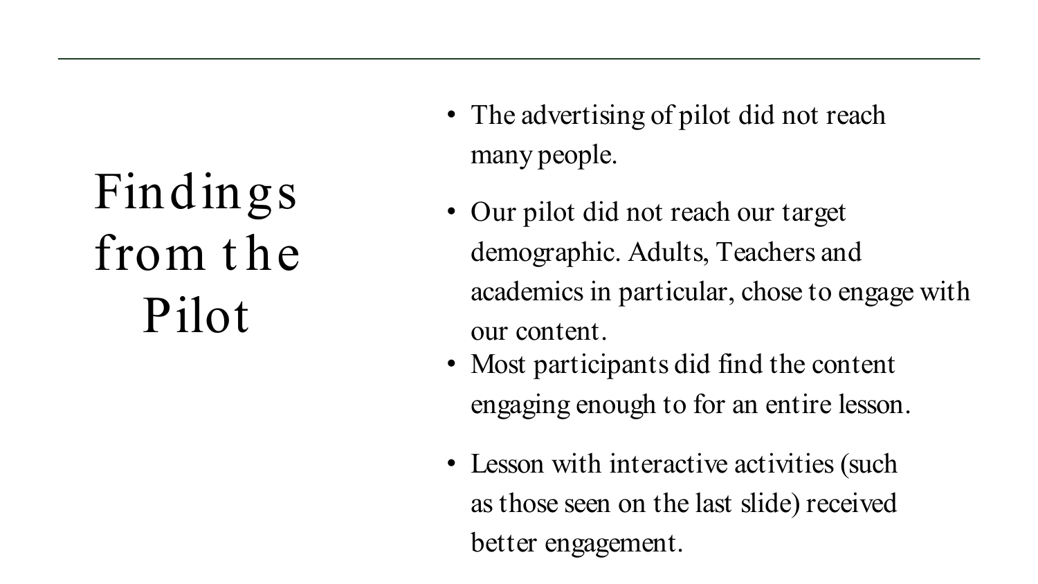# Findings from the Pilot

- The advertising of pilot did not reach many people.
- Our pilot did not reach our target demographic. Adults, Teachers and academics in particular, chose to engage with our content.
- Most participants did find the content engaging enough to for an entire lesson.
- Lesson with interactive activities (such as those seen on the last slide) received better engagement.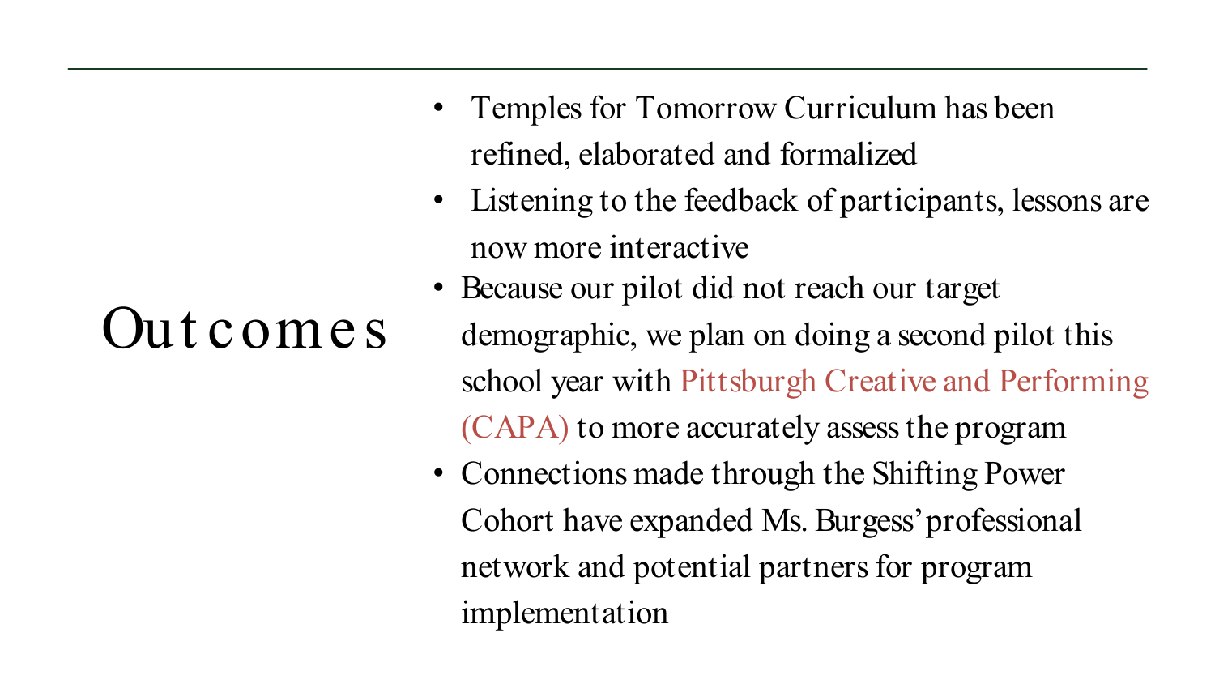# Outcomes

- Temples for Tomorrow Curriculum has been refined, elaborated and formalized
- Listening to the feedback of participants, lessons are now more interactive
- Because our pilot did not reach our target demographic, we plan on doing a second pilot this school year with Pittsburgh Creative and Performing (CAPA) to more accurately assess the program
- Connections made through the Shifting Power Cohort have expanded Ms. Burgess' professional network and potential partners for program implementation